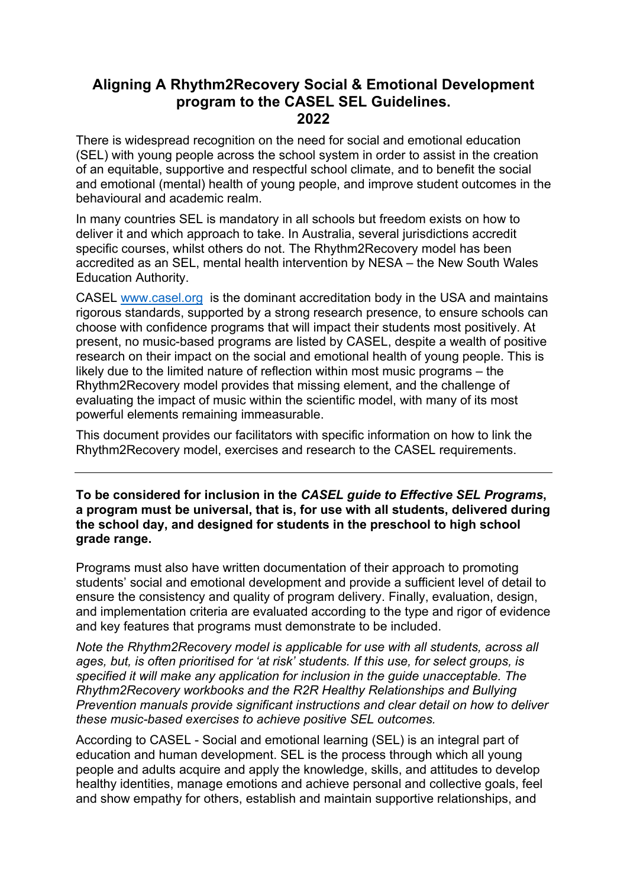# Aligning A Rhythm2Recovery Social & Emotional Development program to the CASEL SEL Guidelines. 2022

There is widespread recognition on the need for social and emotional education (SEL) with young people across the school system in order to assist in the creation of an equitable, supportive and respectful school climate, and to benefit the social and emotional (mental) health of young people, and improve student outcomes in the behavioural and academic realm.

In many countries SEL is mandatory in all schools but freedom exists on how to deliver it and which approach to take. In Australia, several jurisdictions accredit specific courses, whilst others do not. The Rhythm2Recovery model has been accredited as an SEL, mental health intervention by NESA – the New South Wales Education Authority.

CASEL [www.casel.org](http://www.casel.org) is the dominant accreditation body in the USA and maintains rigorous standards, supported by a strong research presence, to ensure schools can choose with confidence programs that will impact their students most positively. At present, no music-based programs are listed by CASEL, despite a wealth of positive research on their impact on the social and emotional health of young people. This is likely due to the limited nature of reflection within most music programs – the Rhythm2Recovery model provides that missing element, and the challenge of evaluating the impact of music within the scientific model, with many of its most powerful elements remaining immeasurable.

This document provides our facilitators with specific information on how to link the Rhythm2Recovery model, exercises and research to the CASEL requirements.

---

**To be considered for inclusion in the *CASEL guide to Effective SEL Programs*, a program must be universal, that is, for use with all students, delivered during the school day, and designed for students in the preschool to high school grade range.**

Programs must also have written documentation of their approach to promoting students' social and emotional development and provide a sufficient level of detail to ensure the consistency and quality of program delivery. Finally, evaluation, design, and implementation criteria are evaluated according to the type and rigor of evidence and key features that programs must demonstrate to be included.

*Note the Rhythm2Recovery model is applicable for use with all students, across all ages, but, is often prioritised for 'at risk' students. If this use, for select groups, is specified it will make any application for inclusion in the guide unacceptable. The Rhythm2Recovery workbooks and the R2R Healthy Relationships and Bullying Prevention manuals provide significant instructions and clear detail on how to deliver these music-based exercises to achieve positive SEL outcomes.*

According to CASEL - Social and emotional learning (SEL) is an integral part of education and human development. SEL is the process through which all young people and adults acquire and apply the knowledge, skills, and attitudes to develop healthy identities, manage emotions and achieve personal and collective goals, feel and show empathy for others, establish and maintain supportive relationships, and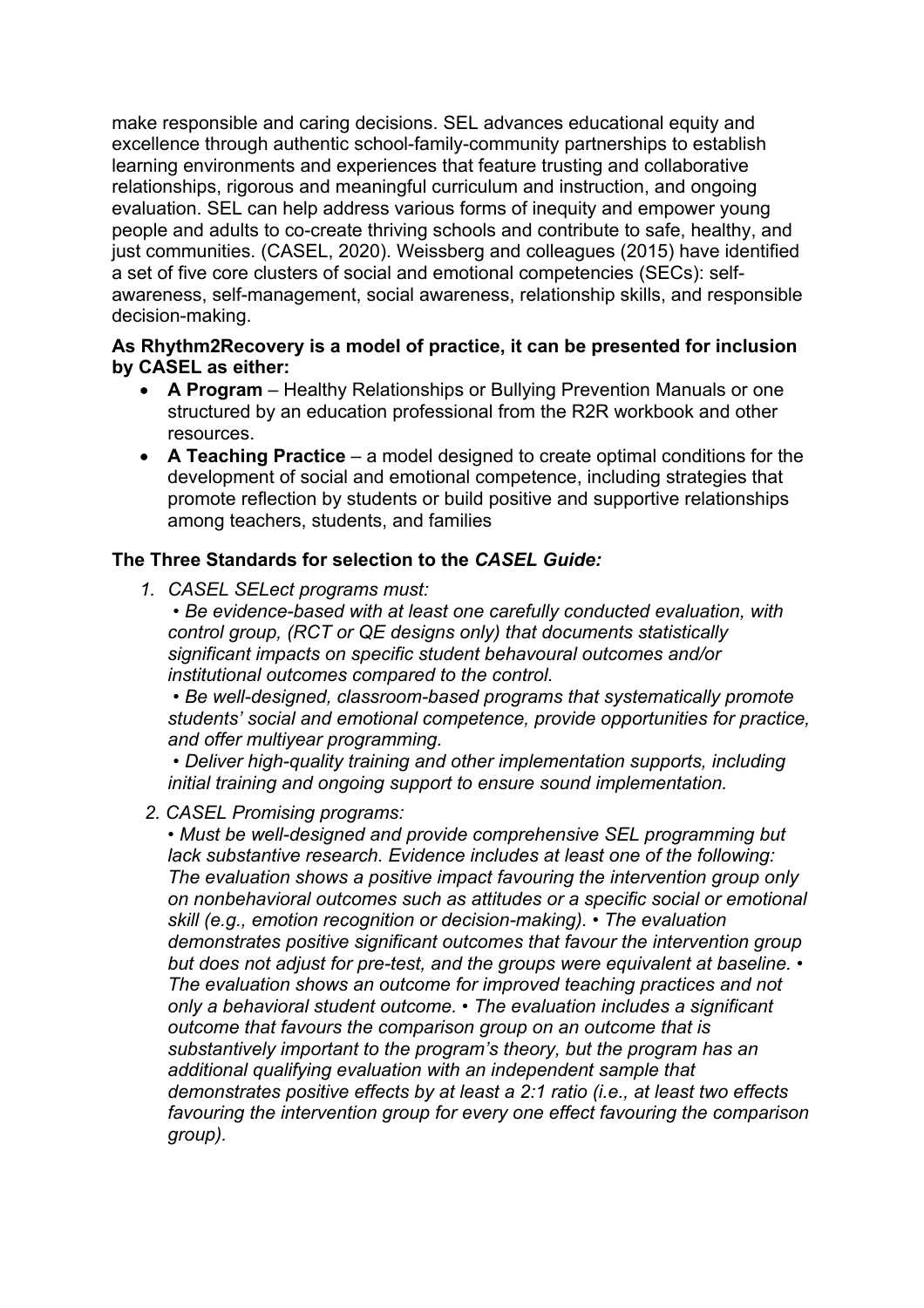make responsible and caring decisions. SEL advances educational equity and excellence through authentic school-family-community partnerships to establish learning environments and experiences that feature trusting and collaborative relationships, rigorous and meaningful curriculum and instruction, and ongoing evaluation. SEL can help address various forms of inequity and empower young people and adults to co-create thriving schools and contribute to safe, healthy, and just communities. (CASEL, 2020). Weissberg and colleagues (2015) have identified a set of five core clusters of social and emotional competencies (SECs): self-awareness, self-management, social awareness, relationship skills, and responsible decision-making.

**As Rhythm2Recovery is a model of practice, it can be presented for inclusion by CASEL as either:**

- **A Program** – Healthy Relationships or Bullying Prevention Manuals or one structured by an education professional from the R2R workbook and other resources.
- **A Teaching Practice** – a model designed to create optimal conditions for the development of social and emotional competence, including strategies that promote reflection by students or build positive and supportive relationships among teachers, students, and families

**The Three Standards for selection to the *CASEL Guide:***

1. *CASEL SELect programs must:*

   *• Be evidence-based with at least one carefully conducted evaluation, with control group, (RCT or QE designs only) that documents statistically significant impacts on specific student behavioural outcomes and/or institutional outcomes compared to the control.*

   *• Be well-designed, classroom-based programs that systematically promote students' social and emotional competence, provide opportunities for practice, and offer multiyear programming.*

   *• Deliver high-quality training and other implementation supports, including initial training and ongoing support to ensure sound implementation.*

2. *CASEL Promising programs:*

   *• Must be well-designed and provide comprehensive SEL programming but lack substantive research. Evidence includes at least one of the following: The evaluation shows a positive impact favouring the intervention group only on nonbehavioral outcomes such as attitudes or a specific social or emotional skill (e.g., emotion recognition or decision-making). • The evaluation demonstrates positive significant outcomes that favour the intervention group but does not adjust for pre-test, and the groups were equivalent at baseline. • The evaluation shows an outcome for improved teaching practices and not only a behavioral student outcome. • The evaluation includes a significant outcome that favours the comparison group on an outcome that is substantively important to the program's theory, but the program has an additional qualifying evaluation with an independent sample that demonstrates positive effects by at least a 2:1 ratio (i.e., at least two effects favouring the intervention group for every one effect favouring the comparison group).*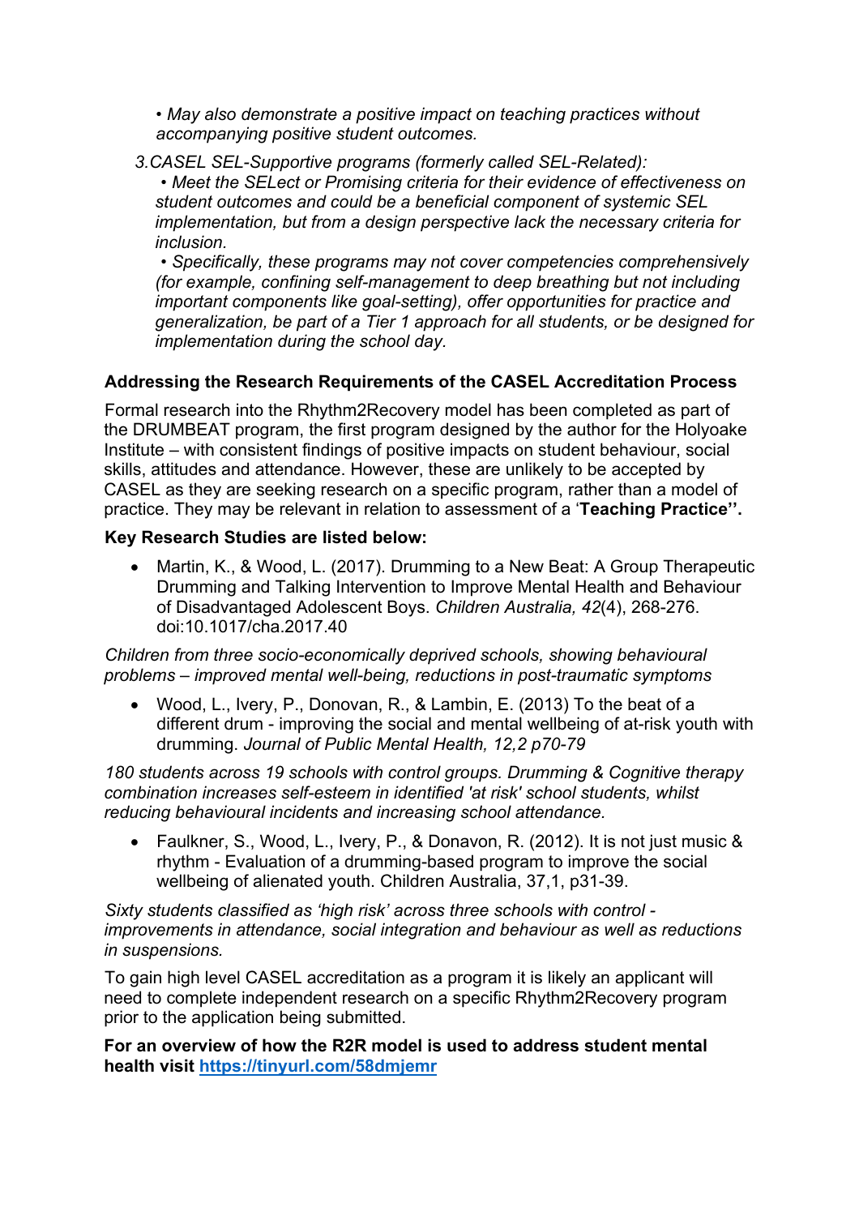*• May also demonstrate a positive impact on teaching practices without accompanying positive student outcomes.*

*3.CASEL SEL-Supportive programs (formerly called SEL-Related):*

*• Meet the SELect or Promising criteria for their evidence of effectiveness on student outcomes and could be a beneficial component of systemic SEL implementation, but from a design perspective lack the necessary criteria for inclusion.*

*• Specifically, these programs may not cover competencies comprehensively (for example, confining self-management to deep breathing but not including important components like goal-setting), offer opportunities for practice and generalization, be part of a Tier 1 approach for all students, or be designed for implementation during the school day.*

**Addressing the Research Requirements of the CASEL Accreditation Process**

Formal research into the Rhythm2Recovery model has been completed as part of the DRUMBEAT program, the first program designed by the author for the Holyoake Institute – with consistent findings of positive impacts on student behaviour, social skills, attitudes and attendance. However, these are unlikely to be accepted by CASEL as they are seeking research on a specific program, rather than a model of practice. They may be relevant in relation to assessment of a '**Teaching Practice''.**

**Key Research Studies are listed below:**

- Martin, K., & Wood, L. (2017). Drumming to a New Beat: A Group Therapeutic Drumming and Talking Intervention to Improve Mental Health and Behaviour of Disadvantaged Adolescent Boys. *Children Australia, 42*(4), 268-276. doi:10.1017/cha.2017.40

*Children from three socio-economically deprived schools, showing behavioural problems – improved mental well-being, reductions in post-traumatic symptoms*

- Wood, L., Ivery, P., Donovan, R., & Lambin, E. (2013) To the beat of a different drum - improving the social and mental wellbeing of at-risk youth with drumming. *Journal of Public Mental Health, 12,2 p70-79*

*180 students across 19 schools with control groups. Drumming & Cognitive therapy combination increases self-esteem in identified 'at risk' school students, whilst reducing behavioural incidents and increasing school attendance.*

- Faulkner, S., Wood, L., Ivery, P., & Donavon, R. (2012). It is not just music & rhythm - Evaluation of a drumming-based program to improve the social wellbeing of alienated youth. Children Australia, 37,1, p31-39.

*Sixty students classified as 'high risk' across three schools with control - improvements in attendance, social integration and behaviour as well as reductions in suspensions.*

To gain high level CASEL accreditation as a program it is likely an applicant will need to complete independent research on a specific Rhythm2Recovery program prior to the application being submitted.

**For an overview of how the R2R model is used to address student mental health visit [https://tinyurl.com/58dmjemr](https://tinyurl.com/58dmjemr)**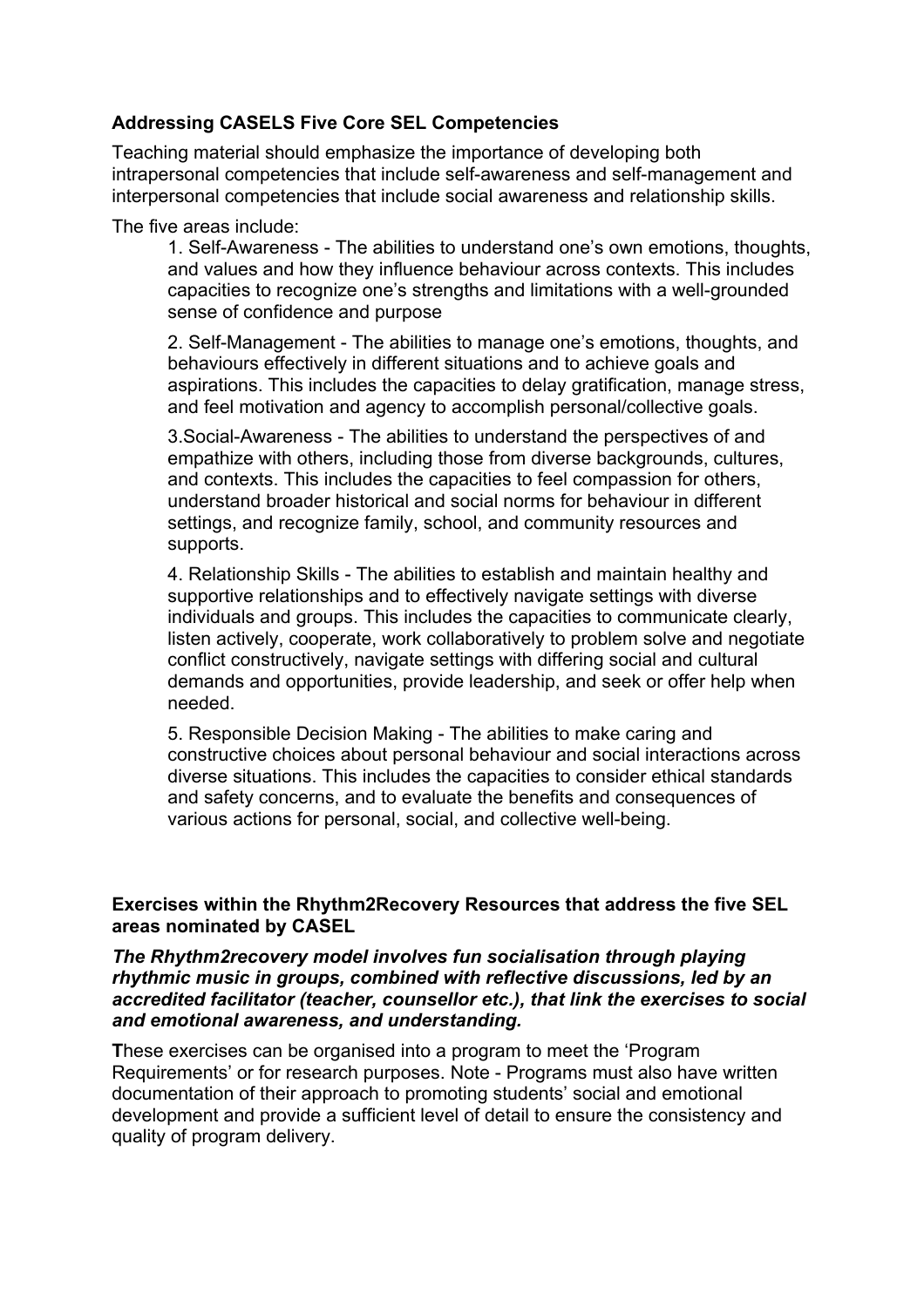**Addressing CASELS Five Core SEL Competencies**

Teaching material should emphasize the importance of developing both intrapersonal competencies that include self-awareness and self-management and interpersonal competencies that include social awareness and relationship skills.

The five areas include:

1. Self-Awareness - The abilities to understand one's own emotions, thoughts, and values and how they influence behaviour across contexts. This includes capacities to recognize one's strengths and limitations with a well-grounded sense of confidence and purpose

2. Self-Management - The abilities to manage one's emotions, thoughts, and behaviours effectively in different situations and to achieve goals and aspirations. This includes the capacities to delay gratification, manage stress, and feel motivation and agency to accomplish personal/collective goals.

3. Social-Awareness - The abilities to understand the perspectives of and empathize with others, including those from diverse backgrounds, cultures, and contexts. This includes the capacities to feel compassion for others, understand broader historical and social norms for behaviour in different settings, and recognize family, school, and community resources and supports.

4. Relationship Skills - The abilities to establish and maintain healthy and supportive relationships and to effectively navigate settings with diverse individuals and groups. This includes the capacities to communicate clearly, listen actively, cooperate, work collaboratively to problem solve and negotiate conflict constructively, navigate settings with differing social and cultural demands and opportunities, provide leadership, and seek or offer help when needed.

5. Responsible Decision Making - The abilities to make caring and constructive choices about personal behaviour and social interactions across diverse situations. This includes the capacities to consider ethical standards and safety concerns, and to evaluate the benefits and consequences of various actions for personal, social, and collective well-being.

**Exercises within the Rhythm2Recovery Resources that address the five SEL areas nominated by CASEL**

***The Rhythm2recovery model involves fun socialisation through playing rhythmic music in groups, combined with reflective discussions, led by an accredited facilitator (teacher, counsellor etc.), that link the exercises to social and emotional awareness, and understanding.***

**T**hese exercises can be organised into a program to meet the 'Program Requirements' or for research purposes. Note - Programs must also have written documentation of their approach to promoting students' social and emotional development and provide a sufficient level of detail to ensure the consistency and quality of program delivery.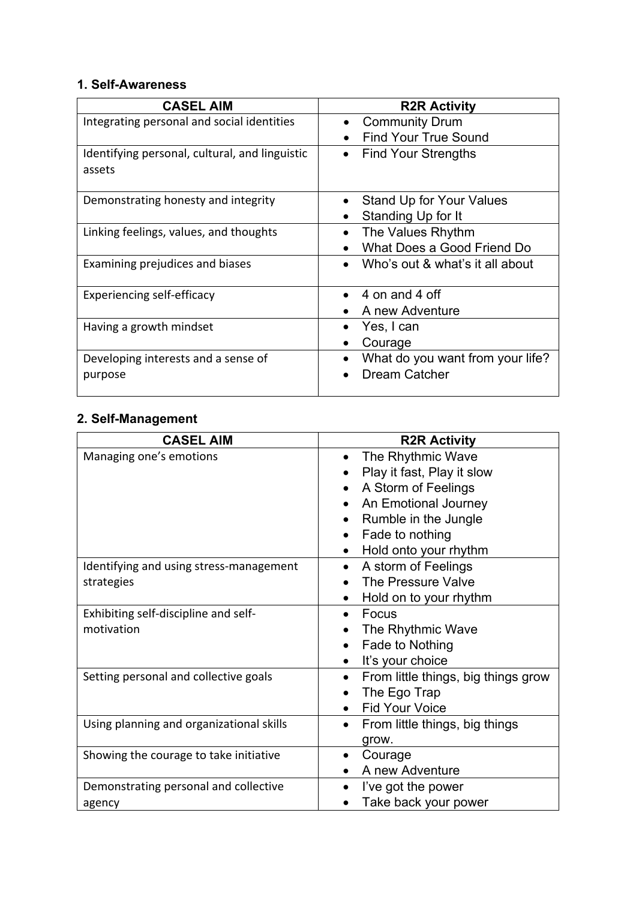## 1. Self-Awareness

| CASEL AIM | R2R Activity |
|---|---|
| Integrating personal and social identities | • Community Drum<br>• Find Your True Sound |
| Identifying personal, cultural, and linguistic assets | • Find Your Strengths |
| Demonstrating honesty and integrity | • Stand Up for Your Values<br>• Standing Up for It |
| Linking feelings, values, and thoughts | • The Values Rhythm<br>• What Does a Good Friend Do |
| Examining prejudices and biases | • Who's out & what's it all about |
| Experiencing self-efficacy | • 4 on and 4 off<br>• A new Adventure |
| Having a growth mindset | • Yes, I can<br>• Courage |
| Developing interests and a sense of purpose | • What do you want from your life?<br>• Dream Catcher |

## 2. Self-Management

| CASEL AIM | R2R Activity |
|---|---|
| Managing one's emotions | • The Rhythmic Wave<br>• Play it fast, Play it slow<br>• A Storm of Feelings<br>• An Emotional Journey<br>• Rumble in the Jungle<br>• Fade to nothing<br>• Hold onto your rhythm |
| Identifying and using stress-management strategies | • A storm of Feelings<br>• The Pressure Valve<br>• Hold on to your rhythm |
| Exhibiting self-discipline and self-motivation | • Focus<br>• The Rhythmic Wave<br>• Fade to Nothing<br>• It's your choice |
| Setting personal and collective goals | • From little things, big things grow<br>• The Ego Trap<br>• Fid Your Voice |
| Using planning and organizational skills | • From little things, big things grow. |
| Showing the courage to take initiative | • Courage<br>• A new Adventure |
| Demonstrating personal and collective agency | • I've got the power<br>• Take back your power |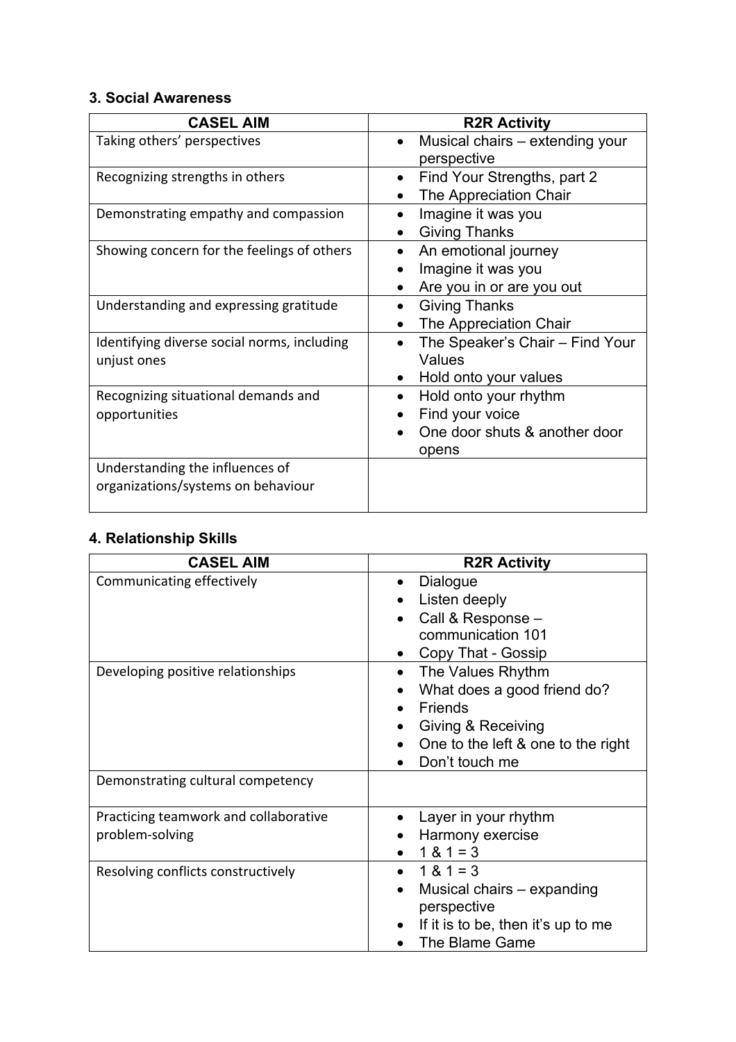### 3. Social Awareness

| CASEL AIM | R2R Activity |
|---|---|
| Taking others' perspectives | • Musical chairs – extending your perspective |
| Recognizing strengths in others | • Find Your Strengths, part 2<br>• The Appreciation Chair |
| Demonstrating empathy and compassion | • Imagine it was you<br>• Giving Thanks |
| Showing concern for the feelings of others | • An emotional journey<br>• Imagine it was you<br>• Are you in or are you out |
| Understanding and expressing gratitude | • Giving Thanks<br>• The Appreciation Chair |
| Identifying diverse social norms, including unjust ones | • The Speaker's Chair – Find Your Values<br>• Hold onto your values |
| Recognizing situational demands and opportunities | • Hold onto your rhythm<br>• Find your voice<br>• One door shuts & another door opens |
| Understanding the influences of organizations/systems on behaviour | |

### 4. Relationship Skills

| CASEL AIM | R2R Activity |
|---|---|
| Communicating effectively | • Dialogue<br>• Listen deeply<br>• Call & Response – communication 101<br>• Copy That - Gossip |
| Developing positive relationships | • The Values Rhythm<br>• What does a good friend do?<br>• Friends<br>• Giving & Receiving<br>• One to the left & one to the right<br>• Don't touch me |
| Demonstrating cultural competency | |
| Practicing teamwork and collaborative problem-solving | • Layer in your rhythm<br>• Harmony exercise<br>• 1 & 1 = 3 |
| Resolving conflicts constructively | • 1 & 1 = 3<br>• Musical chairs – expanding perspective<br>• If it is to be, then it's up to me<br>• The Blame Game |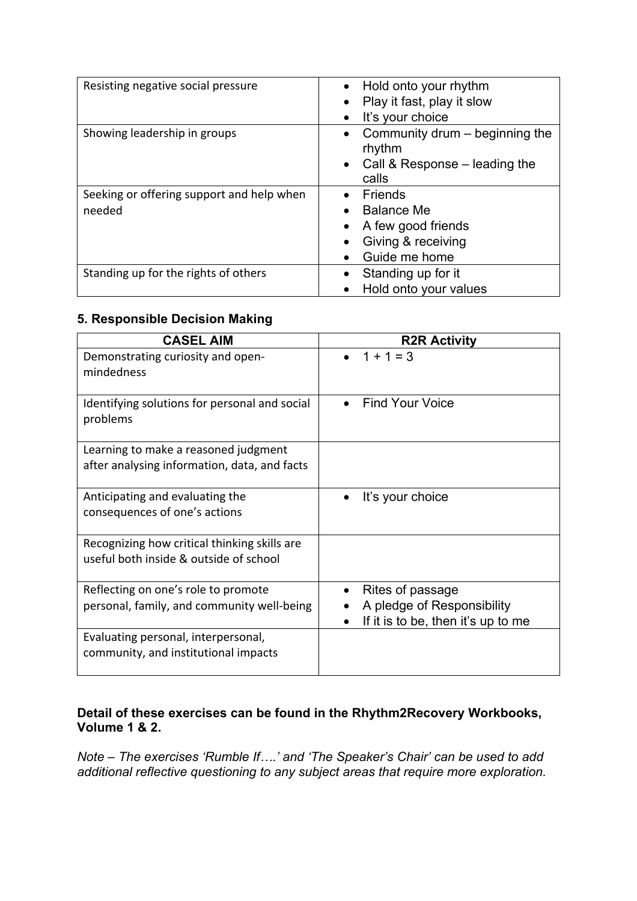| | |
|---|---|
| Resisting negative social pressure | • Hold onto your rhythm<br>• Play it fast, play it slow<br>• It's your choice |
| Showing leadership in groups | • Community drum – beginning the rhythm<br>• Call & Response – leading the calls |
| Seeking or offering support and help when needed | • Friends<br>• Balance Me<br>• A few good friends<br>• Giving & receiving<br>• Guide me home |
| Standing up for the rights of others | • Standing up for it<br>• Hold onto your values |

### 5. Responsible Decision Making

| CASEL AIM | R2R Activity |
|---|---|
| Demonstrating curiosity and open-mindedness | • 1 + 1 = 3 |
| Identifying solutions for personal and social problems | • Find Your Voice |
| Learning to make a reasoned judgment after analysing information, data, and facts | |
| Anticipating and evaluating the consequences of one's actions | • It's your choice |
| Recognizing how critical thinking skills are useful both inside & outside of school | |
| Reflecting on one's role to promote personal, family, and community well-being | • Rites of passage<br>• A pledge of Responsibility<br>• If it is to be, then it's up to me |
| Evaluating personal, interpersonal, community, and institutional impacts | |

**Detail of these exercises can be found in the Rhythm2Recovery Workbooks, Volume 1 & 2.**

*Note – The exercises 'Rumble If….' and 'The Speaker's Chair' can be used to add additional reflective questioning to any subject areas that require more exploration.*